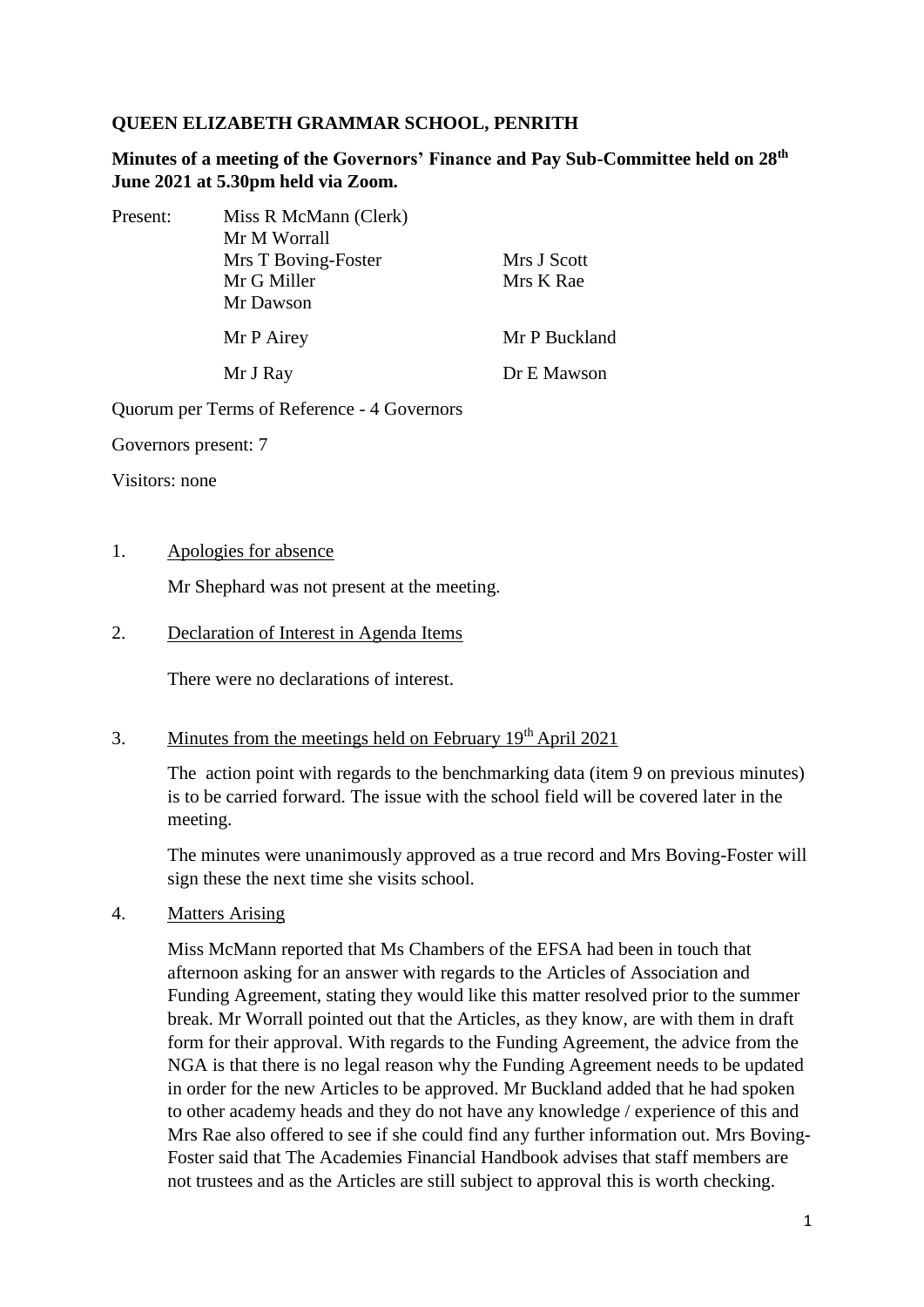**QUEEN ELIZABETH GRAMMAR SCHOOL, PENRITH**

**Minutes of a meeting of the Governors' Finance and Pay Sub-Committee held on 28th June 2021 at 5.30pm held via Zoom.**

| Present: | Miss R McMann (Clerk) | |
|---|---|---|
| | Mr M Worrall | |
| | Mrs T Boving-Foster | Mrs J Scott |
| | Mr G Miller | Mrs K Rae |
| | Mr Dawson | |
| | Mr P Airey | Mr P Buckland |
| | Mr J Ray | Dr E Mawson |

Quorum per Terms of Reference - 4 Governors

Governors present: 7

Visitors: none

1. Apologies for absence

   Mr Shephard was not present at the meeting.

2. Declaration of Interest in Agenda Items

   There were no declarations of interest.

3. Minutes from the meetings held on February 19th April 2021

   The action point with regards to the benchmarking data (item 9 on previous minutes) is to be carried forward. The issue with the school field will be covered later in the meeting.

   The minutes were unanimously approved as a true record and Mrs Boving-Foster will sign these the next time she visits school.

4. Matters Arising

   Miss McMann reported that Ms Chambers of the EFSA had been in touch that afternoon asking for an answer with regards to the Articles of Association and Funding Agreement, stating they would like this matter resolved prior to the summer break. Mr Worrall pointed out that the Articles, as they know, are with them in draft form for their approval. With regards to the Funding Agreement, the advice from the NGA is that there is no legal reason why the Funding Agreement needs to be updated in order for the new Articles to be approved. Mr Buckland added that he had spoken to other academy heads and they do not have any knowledge / experience of this and Mrs Rae also offered to see if she could find any further information out. Mrs Boving-Foster said that The Academies Financial Handbook advises that staff members are not trustees and as the Articles are still subject to approval this is worth checking.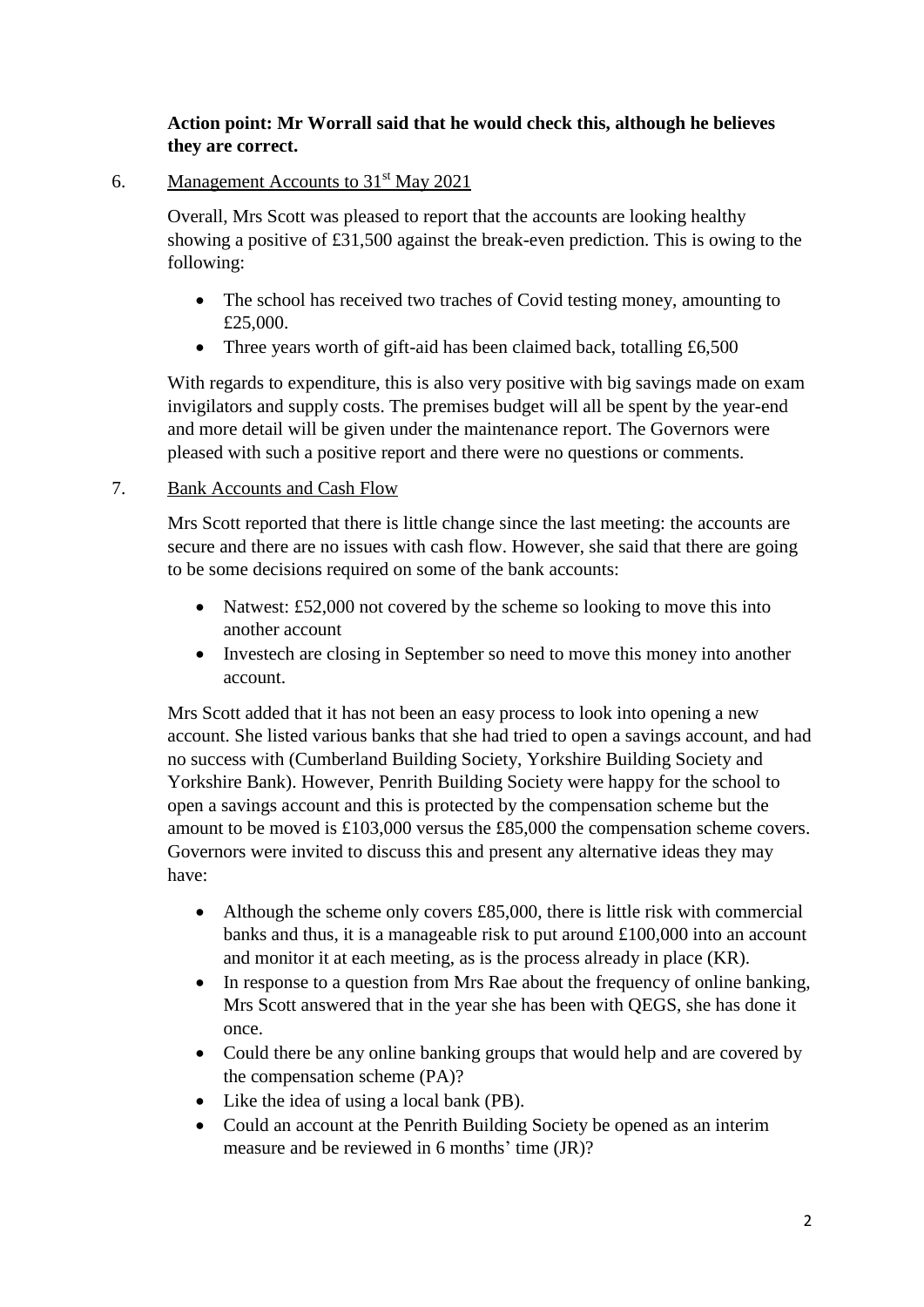**Action point: Mr Worrall said that he would check this, although he believes they are correct.**

6. Management Accounts to 31st May 2021

Overall, Mrs Scott was pleased to report that the accounts are looking healthy showing a positive of £31,500 against the break-even prediction. This is owing to the following:

- The school has received two traches of Covid testing money, amounting to £25,000.
- Three years worth of gift-aid has been claimed back, totalling £6,500

With regards to expenditure, this is also very positive with big savings made on exam invigilators and supply costs. The premises budget will all be spent by the year-end and more detail will be given under the maintenance report. The Governors were pleased with such a positive report and there were no questions or comments.

7. Bank Accounts and Cash Flow

Mrs Scott reported that there is little change since the last meeting: the accounts are secure and there are no issues with cash flow. However, she said that there are going to be some decisions required on some of the bank accounts:

- Natwest: £52,000 not covered by the scheme so looking to move this into another account
- Investech are closing in September so need to move this money into another account.

Mrs Scott added that it has not been an easy process to look into opening a new account. She listed various banks that she had tried to open a savings account, and had no success with (Cumberland Building Society, Yorkshire Building Society and Yorkshire Bank). However, Penrith Building Society were happy for the school to open a savings account and this is protected by the compensation scheme but the amount to be moved is £103,000 versus the £85,000 the compensation scheme covers. Governors were invited to discuss this and present any alternative ideas they may have:

- Although the scheme only covers £85,000, there is little risk with commercial banks and thus, it is a manageable risk to put around £100,000 into an account and monitor it at each meeting, as is the process already in place (KR).
- In response to a question from Mrs Rae about the frequency of online banking, Mrs Scott answered that in the year she has been with QEGS, she has done it once.
- Could there be any online banking groups that would help and are covered by the compensation scheme (PA)?
- Like the idea of using a local bank (PB).
- Could an account at the Penrith Building Society be opened as an interim measure and be reviewed in 6 months' time (JR)?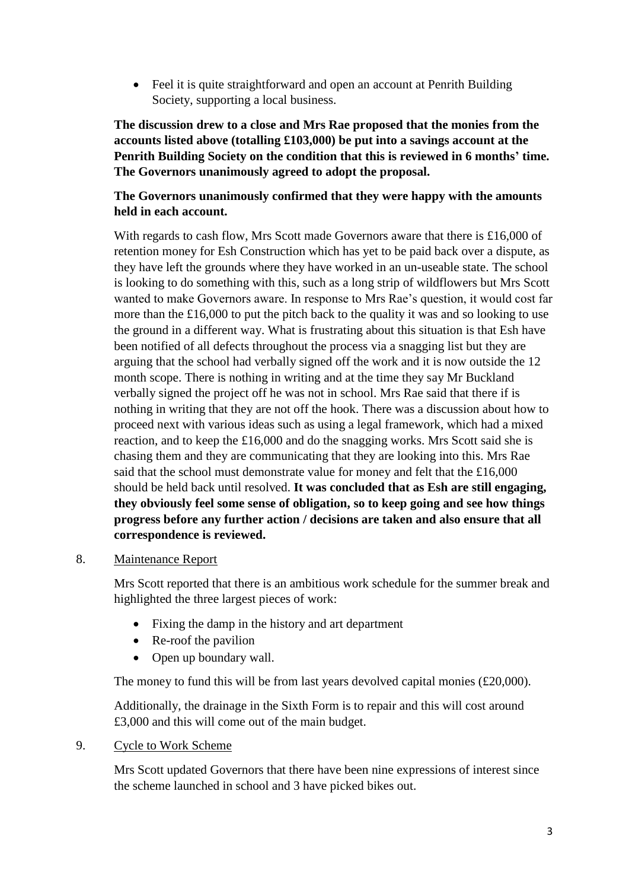- Feel it is quite straightforward and open an account at Penrith Building Society, supporting a local business.

**The discussion drew to a close and Mrs Rae proposed that the monies from the accounts listed above (totalling £103,000) be put into a savings account at the Penrith Building Society on the condition that this is reviewed in 6 months' time. The Governors unanimously agreed to adopt the proposal.**

**The Governors unanimously confirmed that they were happy with the amounts held in each account.**

With regards to cash flow, Mrs Scott made Governors aware that there is £16,000 of retention money for Esh Construction which has yet to be paid back over a dispute, as they have left the grounds where they have worked in an un-useable state. The school is looking to do something with this, such as a long strip of wildflowers but Mrs Scott wanted to make Governors aware. In response to Mrs Rae's question, it would cost far more than the £16,000 to put the pitch back to the quality it was and so looking to use the ground in a different way. What is frustrating about this situation is that Esh have been notified of all defects throughout the process via a snagging list but they are arguing that the school had verbally signed off the work and it is now outside the 12 month scope. There is nothing in writing and at the time they say Mr Buckland verbally signed the project off he was not in school. Mrs Rae said that there if is nothing in writing that they are not off the hook. There was a discussion about how to proceed next with various ideas such as using a legal framework, which had a mixed reaction, and to keep the £16,000 and do the snagging works. Mrs Scott said she is chasing them and they are communicating that they are looking into this. Mrs Rae said that the school must demonstrate value for money and felt that the £16,000 should be held back until resolved. **It was concluded that as Esh are still engaging, they obviously feel some sense of obligation, so to keep going and see how things progress before any further action / decisions are taken and also ensure that all correspondence is reviewed.**

8. Maintenance Report

Mrs Scott reported that there is an ambitious work schedule for the summer break and highlighted the three largest pieces of work:

- Fixing the damp in the history and art department
- Re-roof the pavilion
- Open up boundary wall.

The money to fund this will be from last years devolved capital monies (£20,000).

Additionally, the drainage in the Sixth Form is to repair and this will cost around £3,000 and this will come out of the main budget.

9. Cycle to Work Scheme

Mrs Scott updated Governors that there have been nine expressions of interest since the scheme launched in school and 3 have picked bikes out.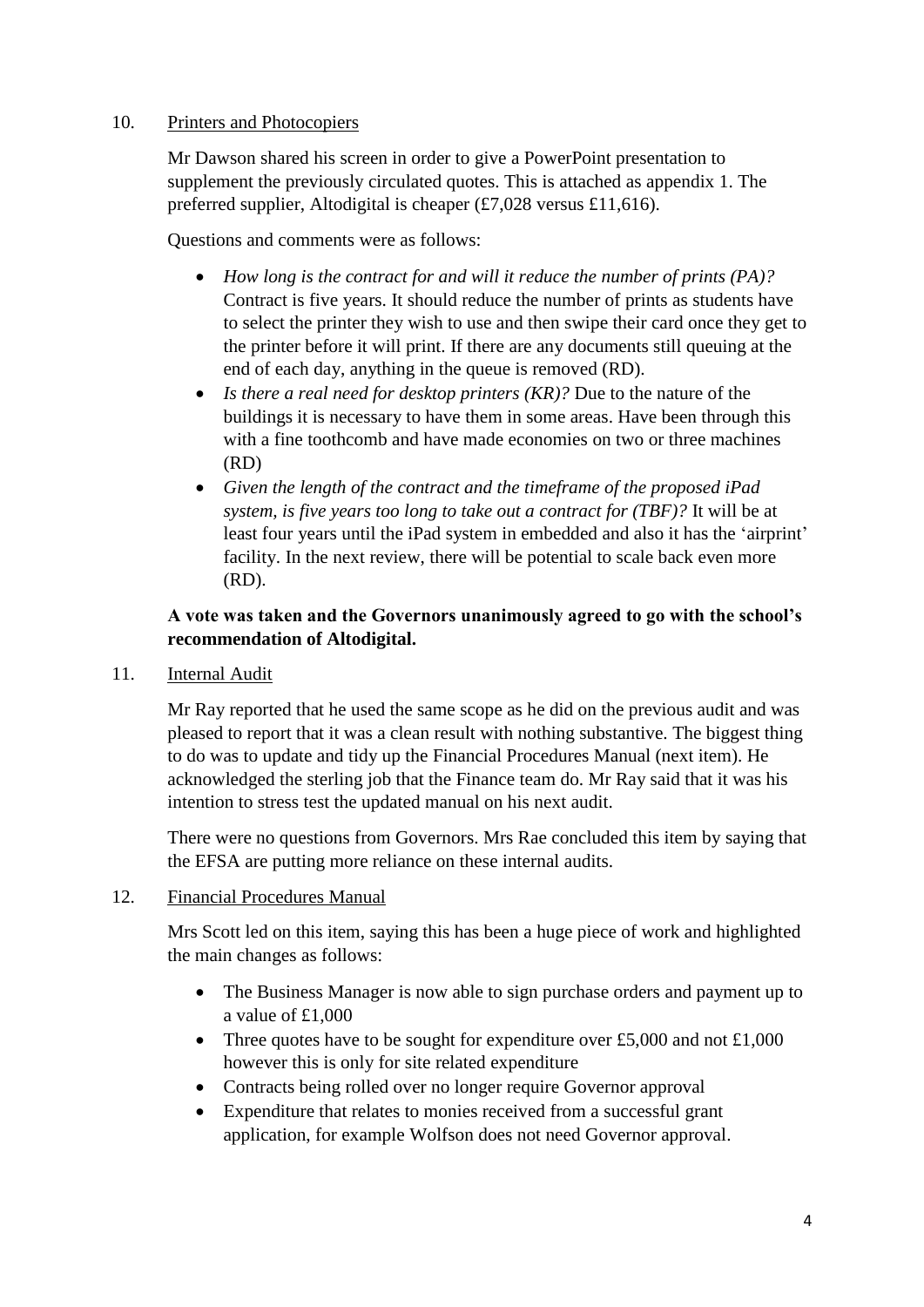10. <u>Printers and Photocopiers</u>

Mr Dawson shared his screen in order to give a PowerPoint presentation to supplement the previously circulated quotes. This is attached as appendix 1. The preferred supplier, Altodigital is cheaper (£7,028 versus £11,616).

Questions and comments were as follows:

- *How long is the contract for and will it reduce the number of prints (PA)?* Contract is five years. It should reduce the number of prints as students have to select the printer they wish to use and then swipe their card once they get to the printer before it will print. If there are any documents still queuing at the end of each day, anything in the queue is removed (RD).
- *Is there a real need for desktop printers (KR)?* Due to the nature of the buildings it is necessary to have them in some areas. Have been through this with a fine toothcomb and have made economies on two or three machines (RD)
- *Given the length of the contract and the timeframe of the proposed iPad system, is five years too long to take out a contract for (TBF)?* It will be at least four years until the iPad system in embedded and also it has the 'airprint' facility. In the next review, there will be potential to scale back even more (RD).

**A vote was taken and the Governors unanimously agreed to go with the school's recommendation of Altodigital.**

11. <u>Internal Audit</u>

Mr Ray reported that he used the same scope as he did on the previous audit and was pleased to report that it was a clean result with nothing substantive. The biggest thing to do was to update and tidy up the Financial Procedures Manual (next item). He acknowledged the sterling job that the Finance team do. Mr Ray said that it was his intention to stress test the updated manual on his next audit.

There were no questions from Governors. Mrs Rae concluded this item by saying that the EFSA are putting more reliance on these internal audits.

12. <u>Financial Procedures Manual</u>

Mrs Scott led on this item, saying this has been a huge piece of work and highlighted the main changes as follows:

- The Business Manager is now able to sign purchase orders and payment up to a value of £1,000
- Three quotes have to be sought for expenditure over £5,000 and not £1,000 however this is only for site related expenditure
- Contracts being rolled over no longer require Governor approval
- Expenditure that relates to monies received from a successful grant application, for example Wolfson does not need Governor approval.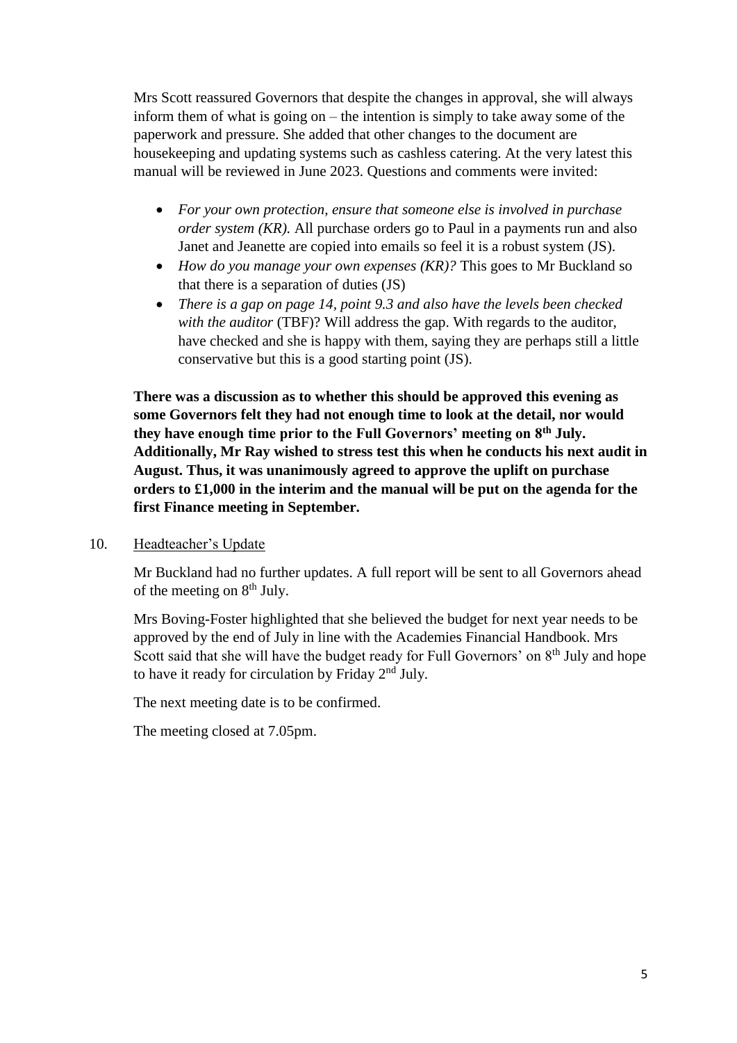Mrs Scott reassured Governors that despite the changes in approval, she will always inform them of what is going on – the intention is simply to take away some of the paperwork and pressure. She added that other changes to the document are housekeeping and updating systems such as cashless catering. At the very latest this manual will be reviewed in June 2023. Questions and comments were invited:

- *For your own protection, ensure that someone else is involved in purchase order system (KR).* All purchase orders go to Paul in a payments run and also Janet and Jeanette are copied into emails so feel it is a robust system (JS).
- *How do you manage your own expenses (KR)?* This goes to Mr Buckland so that there is a separation of duties (JS)
- *There is a gap on page 14, point 9.3 and also have the levels been checked with the auditor* (TBF)? Will address the gap. With regards to the auditor, have checked and she is happy with them, saying they are perhaps still a little conservative but this is a good starting point (JS).

**There was a discussion as to whether this should be approved this evening as some Governors felt they had not enough time to look at the detail, nor would they have enough time prior to the Full Governors' meeting on 8th July. Additionally, Mr Ray wished to stress test this when he conducts his next audit in August. Thus, it was unanimously agreed to approve the uplift on purchase orders to £1,000 in the interim and the manual will be put on the agenda for the first Finance meeting in September.**

10. Headteacher's Update

Mr Buckland had no further updates. A full report will be sent to all Governors ahead of the meeting on 8th July.

Mrs Boving-Foster highlighted that she believed the budget for next year needs to be approved by the end of July in line with the Academies Financial Handbook. Mrs Scott said that she will have the budget ready for Full Governors' on 8th July and hope to have it ready for circulation by Friday 2nd July.

The next meeting date is to be confirmed.

The meeting closed at 7.05pm.